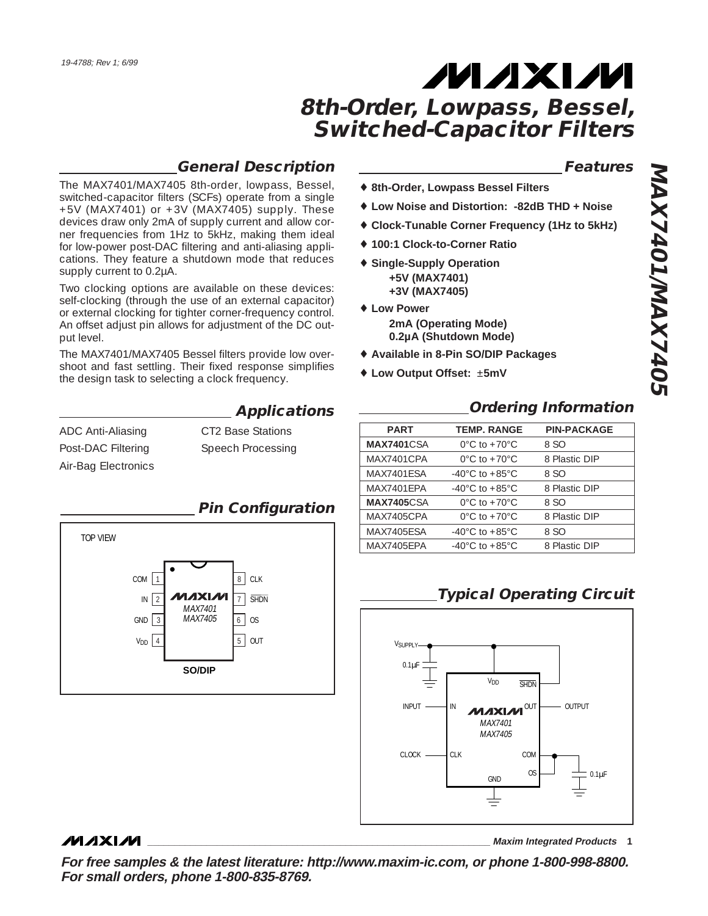19-4788; Rev 1; 6/99

# 8th-Order, Lowpass, Bessel, Switched-Capacitor Filters

## General Description

The MAX7401/MAX7405 8th-order, lowpass, Bessel, switched-capacitor filters (SCFs) operate from a single +5V (MAX7401) or +3V (MAX7405) supply. These devices draw only 2mA of supply current and allow corner frequencies from 1Hz to 5kHz, making them ideal for low-power post-DAC filtering and anti-aliasing applications. They feature a shutdown mode that reduces supply current to 0.2µA.

Two clocking options are available on these devices: self-clocking (through the use of an external capacitor) or external clocking for tighter corner-frequency control. An offset adjust pin allows for adjustment of the DC output level.

The MAX7401/MAX7405 Bessel filters provide low overshoot and fast settling. Their fixed response simplifies the design task to selecting a clock frequency.

## Applications

- ADC Anti-Aliasing
- Post-DAC Filtering
- Air-Bag Electronics
- CT2 Base Stations
- Speech Processing

## Pin Configuration

TOP VIEW

| Pin | Name | Pin | Name |
|---|---|---|---|
| 1 | COM | 8 | CLK |
| 2 | IN | 7 | $\overline{SHDN}$ |
| 3 | GND | 6 | OS |
| 4 | $V_{DD}$ | 5 | OUT |

MAX7401 / MAX7405

SO/DIP

## Features

- ♦ **8th-Order, Lowpass Bessel Filters**
- ♦ **Low Noise and Distortion: -82dB THD + Noise**
- ♦ **Clock-Tunable Corner Frequency (1Hz to 5kHz)**
- ♦ **100:1 Clock-to-Corner Ratio**
- ♦ **Single-Supply Operation**
  - **+5V (MAX7401)**
  - **+3V (MAX7405)**
- ♦ **Low Power**
  - **2mA (Operating Mode)**
  - **0.2µA (Shutdown Mode)**
- ♦ **Available in 8-Pin SO/DIP Packages**
- ♦ **Low Output Offset: ±5mV**

## Ordering Information

| PART | TEMP. RANGE | PIN-PACKAGE |
|---|---|---|
| **MAX7401**CSA | 0°C to +70°C | 8 SO |
| MAX7401CPA | 0°C to +70°C | 8 Plastic DIP |
| MAX7401ESA | -40°C to +85°C | 8 SO |
| MAX7401EPA | -40°C to +85°C | 8 Plastic DIP |
| **MAX7405**CSA | 0°C to +70°C | 8 SO |
| MAX7405CPA | 0°C to +70°C | 8 Plastic DIP |
| MAX7405ESA | -40°C to +85°C | 8 SO |
| MAX7405EPA | -40°C to +85°C | 8 Plastic DIP |

## Typical Operating Circuit

$V_{SUPPLY}$, 0.1µF, $V_{DD}$, $\overline{SHDN}$, INPUT, IN, OUT, OUTPUT, MAX7401 / MAX7405, CLOCK, CLK, COM, OS, 0.1µF, GND

**Maxim Integrated Products**

**For free samples & the latest literature: http://www.maxim-ic.com, or phone 1-800-998-8800. For small orders, phone 1-800-835-8769.**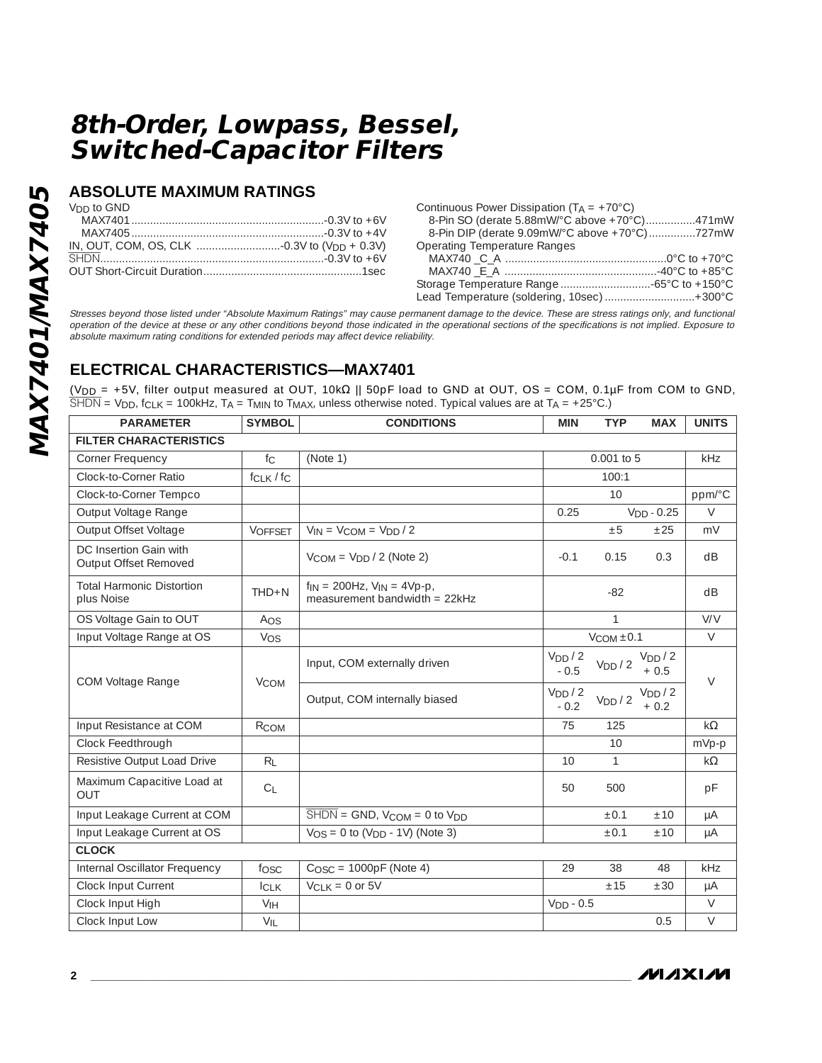# 8th-Order, Lowpass, Bessel, Switched-Capacitor Filters

## ABSOLUTE MAXIMUM RATINGS

$V_{DD}$ to GND
- MAX7401 .............................................................-0.3V to +6V
- MAX7405 .............................................................-0.3V to +4V

IN, OUT, COM, OS, CLK ..........................-0.3V to ($V_{DD}$ + 0.3V)
SHDN........................................................................-0.3V to +6V
OUT Short-Circuit Duration...................................................1sec

Continuous Power Dissipation ($T_A$ = +70°C)
- 8-Pin SO (derate 5.88mW/°C above +70°C)................471mW
- 8-Pin DIP (derate 9.09mW/°C above +70°C)...............727mW

Operating Temperature Ranges
- MAX740 _C_A ...................................................0°C to +70°C
- MAX740 _E_A ................................................-40°C to +85°C

Storage Temperature Range .............................-65°C to +150°C
Lead Temperature (soldering, 10sec) .............................+300°C

*Stresses beyond those listed under "Absolute Maximum Ratings" may cause permanent damage to the device. These are stress ratings only, and functional operation of the device at these or any other conditions beyond those indicated in the operational sections of the specifications is not implied. Exposure to absolute maximum rating conditions for extended periods may affect device reliability.*

## ELECTRICAL CHARACTERISTICS—MAX7401

($V_{DD}$ = +5V, filter output measured at OUT, 10kΩ || 50pF load to GND at OUT, OS = COM, 0.1µF from COM to GND, SHDN = $V_{DD}$, $f_{CLK}$ = 100kHz, $T_A$ = $T_{MIN}$ to $T_{MAX}$, unless otherwise noted. Typical values are at $T_A$ = +25°C.)

| PARAMETER | SYMBOL | CONDITIONS | MIN | TYP | MAX | UNITS |
|---|---|---|---|---|---|---|
| **FILTER CHARACTERISTICS** | | | | | | |
| Corner Frequency | $f_C$ | (Note 1) | | 0.001 to 5 | | kHz |
| Clock-to-Corner Ratio | $f_{CLK}$ / $f_C$ | | | 100:1 | | |
| Clock-to-Corner Tempco | | | | 10 | | ppm/°C |
| Output Voltage Range | | | 0.25 | | $V_{DD}$ - 0.25 | V |
| Output Offset Voltage | $V_{OFFSET}$ | $V_{IN}$ = $V_{COM}$ = $V_{DD}$ / 2 | | ±5 | ±25 | mV |
| DC Insertion Gain with Output Offset Removed | | $V_{COM}$ = $V_{DD}$ / 2 (Note 2) | -0.1 | 0.15 | 0.3 | dB |
| Total Harmonic Distortion plus Noise | THD+N | $f_{IN}$ = 200Hz, $V_{IN}$ = 4Vp-p, measurement bandwidth = 22kHz | | -82 | | dB |
| OS Voltage Gain to OUT | $A_{OS}$ | | | 1 | | V/V |
| Input Voltage Range at OS | $V_{OS}$ | | | $V_{COM}$ ±0.1 | | V |
| COM Voltage Range | $V_{COM}$ | Input, COM externally driven | $V_{DD}$ / 2 - 0.5 | $V_{DD}$ / 2 | $V_{DD}$ / 2 + 0.5 | V |
| | | Output, COM internally biased | $V_{DD}$ / 2 - 0.2 | $V_{DD}$ / 2 | $V_{DD}$ / 2 + 0.2 | |
| Input Resistance at COM | $R_{COM}$ | | 75 | 125 | | kΩ |
| Clock Feedthrough | | | | 10 | | mVp-p |
| Resistive Output Load Drive | $R_L$ | | 10 | 1 | | kΩ |
| Maximum Capacitive Load at OUT | $C_L$ | | 50 | 500 | | pF |
| Input Leakage Current at COM | | SHDN = GND, $V_{COM}$ = 0 to $V_{DD}$ | | ±0.1 | ±10 | µA |
| Input Leakage Current at OS | | $V_{OS}$ = 0 to ($V_{DD}$ - 1V) (Note 3) | | ±0.1 | ±10 | µA |
| **CLOCK** | | | | | | |
| Internal Oscillator Frequency | $f_{OSC}$ | $C_{OSC}$ = 1000pF (Note 4) | 29 | 38 | 48 | kHz |
| Clock Input Current | $I_{CLK}$ | $V_{CLK}$ = 0 or 5V | | ±15 | ±30 | µA |
| Clock Input High | $V_{IH}$ | | $V_{DD}$ - 0.5 | | | V |
| Clock Input Low | $V_{IL}$ | | | | 0.5 | V |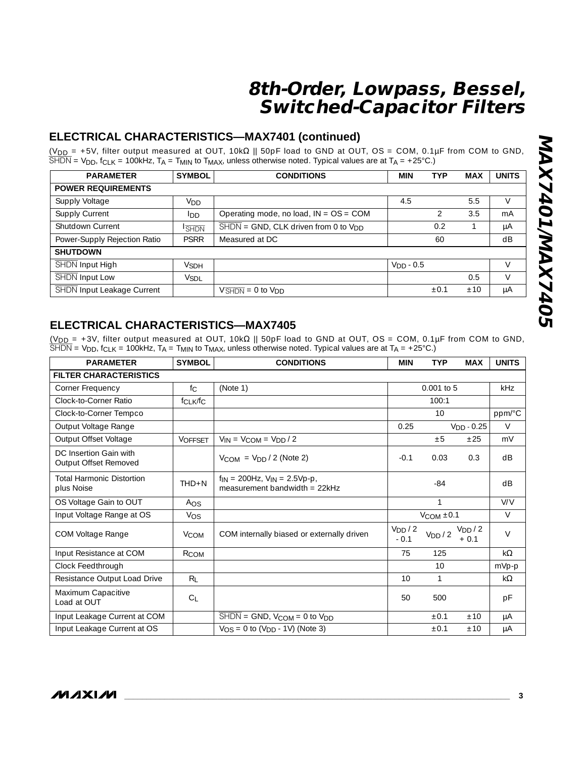## ELECTRICAL CHARACTERISTICS—MAX7401 (continued)

($V_{DD}$ = +5V, filter output measured at OUT, 10kΩ || 50pF load to GND at OUT, OS = COM, 0.1µF from COM to GND, $\overline{SHDN}$ = $V_{DD}$, $f_{CLK}$ = 100kHz, $T_A$ = $T_{MIN}$ to $T_{MAX}$, unless otherwise noted. Typical values are at $T_A$ = +25°C.)

| PARAMETER | SYMBOL | CONDITIONS | MIN | TYP | MAX | UNITS |
|---|---|---|---|---|---|---|
| **POWER REQUIREMENTS** | | | | | | |
| Supply Voltage | $V_{DD}$ | | 4.5 | | 5.5 | V |
| Supply Current | $I_{DD}$ | Operating mode, no load, IN = OS = COM | | 2 | 3.5 | mA |
| Shutdown Current | $I_{\overline{SHDN}}$ | $\overline{SHDN}$ = GND, CLK driven from 0 to $V_{DD}$ | | 0.2 | 1 | µA |
| Power-Supply Rejection Ratio | PSRR | Measured at DC | | 60 | | dB |
| **SHUTDOWN** | | | | | | |
| $\overline{SHDN}$ Input High | $V_{SDH}$ | | $V_{DD}$ - 0.5 | | | V |
| $\overline{SHDN}$ Input Low | $V_{SDL}$ | | | | 0.5 | V |
| $\overline{SHDN}$ Input Leakage Current | | $V_{\overline{SHDN}}$ = 0 to $V_{DD}$ | | ±0.1 | ±10 | µA |

## ELECTRICAL CHARACTERISTICS—MAX7405

($V_{DD}$ = +3V, filter output measured at OUT, 10kΩ || 50pF load to GND at OUT, OS = COM, 0.1µF from COM to GND, $\overline{SHDN}$ = $V_{DD}$, $f_{CLK}$ = 100kHz, $T_A$ = $T_{MIN}$ to $T_{MAX}$, unless otherwise noted. Typical values are at $T_A$ = +25°C.)

| PARAMETER | SYMBOL | CONDITIONS | MIN | TYP | MAX | UNITS |
|---|---|---|---|---|---|---|
| **FILTER CHARACTERISTICS** | | | | | | |
| Corner Frequency | $f_C$ | (Note 1) | | 0.001 to 5 | | kHz |
| Clock-to-Corner Ratio | $f_{CLK}/f_C$ | | | 100:1 | | |
| Clock-to-Corner Tempco | | | | 10 | | ppm/°C |
| Output Voltage Range | | | 0.25 | | $V_{DD}$ - 0.25 | V |
| Output Offset Voltage | $V_{OFFSET}$ | $V_{IN}$ = $V_{COM}$ = $V_{DD}$ / 2 | | ±5 | ±25 | mV |
| DC Insertion Gain with Output Offset Removed | | $V_{COM}$ = $V_{DD}$ / 2 (Note 2) | -0.1 | 0.03 | 0.3 | dB |
| Total Harmonic Distortion plus Noise | THD+N | $f_{IN}$ = 200Hz, $V_{IN}$ = 2.5Vp-p, measurement bandwidth = 22kHz | | -84 | | dB |
| OS Voltage Gain to OUT | $A_{OS}$ | | | 1 | | V/V |
| Input Voltage Range at OS | $V_{OS}$ | | | $V_{COM}$ ±0.1 | | V |
| COM Voltage Range | $V_{COM}$ | COM internally biased or externally driven | $V_{DD}$ / 2 - 0.1 | $V_{DD}$ / 2 | $V_{DD}$ / 2 + 0.1 | V |
| Input Resistance at COM | $R_{COM}$ | | 75 | 125 | | kΩ |
| Clock Feedthrough | | | | 10 | | mVp-p |
| Resistance Output Load Drive | $R_L$ | | 10 | 1 | | kΩ |
| Maximum Capacitive Load at OUT | $C_L$ | | 50 | 500 | | pF |
| Input Leakage Current at COM | | $\overline{SHDN}$ = GND, $V_{COM}$ = 0 to $V_{DD}$ | | ±0.1 | ±10 | µA |
| Input Leakage Current at OS | | $V_{OS}$ = 0 to ($V_{DD}$ - 1V) (Note 3) | | ±0.1 | ±10 | µA |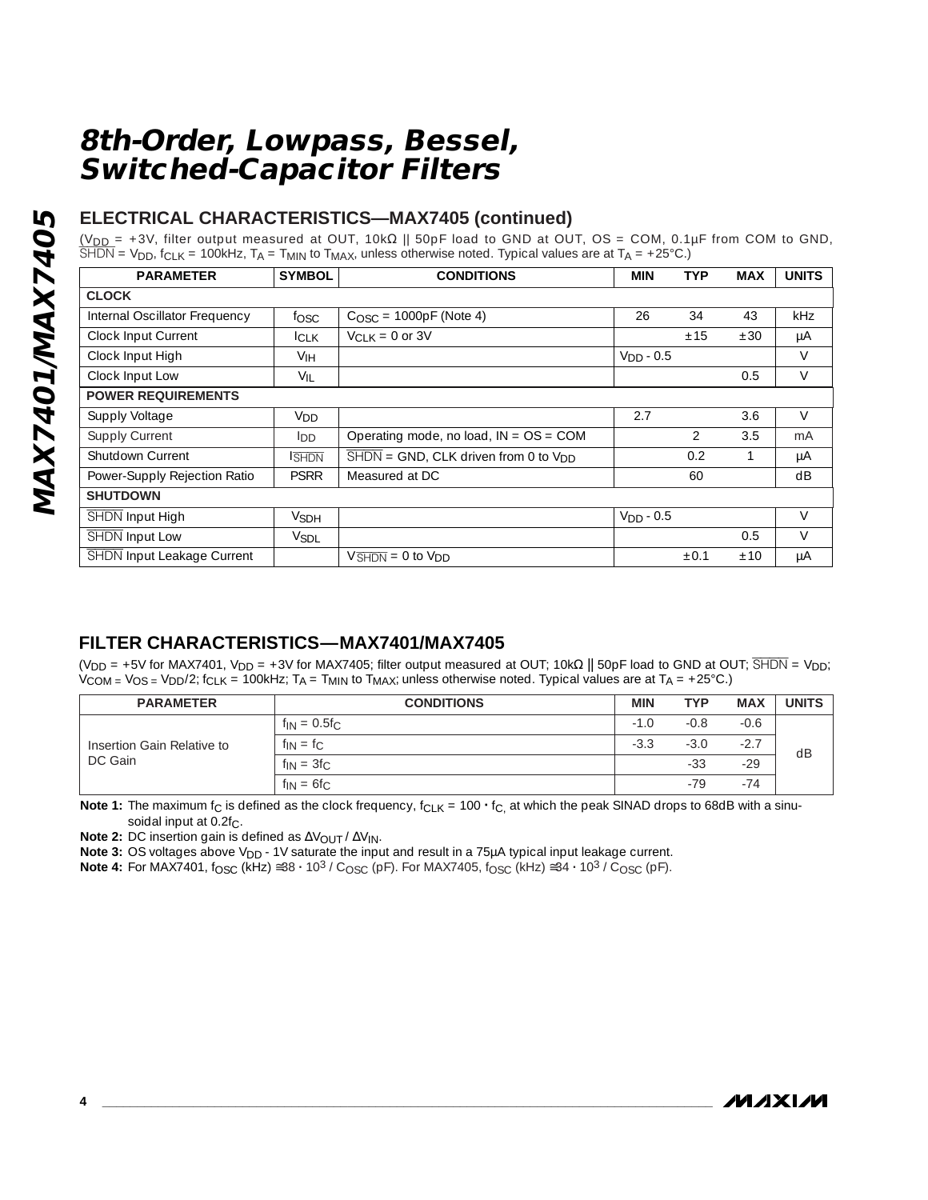# 8th-Order, Lowpass, Bessel, Switched-Capacitor Filters

## ELECTRICAL CHARACTERISTICS—MAX7405 (continued)

($V_{DD}$ = +3V, filter output measured at OUT, 10kΩ || 50pF load to GND at OUT, OS = COM, 0.1µF from COM to GND, $\overline{SHDN}$ = $V_{DD}$, $f_{CLK}$ = 100kHz, $T_A$ = $T_{MIN}$ to $T_{MAX}$, unless otherwise noted. Typical values are at $T_A$ = +25°C.)

| PARAMETER | SYMBOL | CONDITIONS | MIN | TYP | MAX | UNITS |
|---|---|---|---|---|---|---|
| **CLOCK** | | | | | | |
| Internal Oscillator Frequency | $f_{OSC}$ | $C_{OSC}$ = 1000pF (Note 4) | 26 | 34 | 43 | kHz |
| Clock Input Current | $I_{CLK}$ | $V_{CLK}$ = 0 or 3V | | ±15 | ±30 | µA |
| Clock Input High | $V_{IH}$ | | $V_{DD}$ - 0.5 | | | V |
| Clock Input Low | $V_{IL}$ | | | | 0.5 | V |
| **POWER REQUIREMENTS** | | | | | | |
| Supply Voltage | $V_{DD}$ | | 2.7 | | 3.6 | V |
| Supply Current | $I_{DD}$ | Operating mode, no load, IN = OS = COM | | 2 | 3.5 | mA |
| Shutdown Current | $I_{\overline{SHDN}}$ | $\overline{SHDN}$ = GND, CLK driven from 0 to $V_{DD}$ | | 0.2 | 1 | µA |
| Power-Supply Rejection Ratio | PSRR | Measured at DC | | 60 | | dB |
| **SHUTDOWN** | | | | | | |
| $\overline{SHDN}$ Input High | $V_{SDH}$ | | $V_{DD}$ - 0.5 | | | V |
| $\overline{SHDN}$ Input Low | $V_{SDL}$ | | | | 0.5 | V |
| $\overline{SHDN}$ Input Leakage Current | | $V_{\overline{SHDN}}$ = 0 to $V_{DD}$ | | ±0.1 | ±10 | µA |

## FILTER CHARACTERISTICS—MAX7401/MAX7405

($V_{DD}$ = +5V for MAX7401, $V_{DD}$ = +3V for MAX7405; filter output measured at OUT; 10kΩ || 50pF load to GND at OUT; $\overline{SHDN}$ = $V_{DD}$; $V_{COM}$ = $V_{OS}$ = $V_{DD}$/2; $f_{CLK}$ = 100kHz; $T_A$ = $T_{MIN}$ to $T_{MAX}$; unless otherwise noted. Typical values are at $T_A$ = +25°C.)

| PARAMETER | CONDITIONS | MIN | TYP | MAX | UNITS |
|---|---|---|---|---|---|
| Insertion Gain Relative to DC Gain | $f_{IN}$ = 0.5$f_C$ | -1.0 | -0.8 | -0.6 | dB |
| | $f_{IN}$ = $f_C$ | -3.3 | -3.0 | -2.7 | |
| | $f_{IN}$ = 3$f_C$ | | -33 | -29 | |
| | $f_{IN}$ = 6$f_C$ | | -79 | -74 | |

**Note 1:** The maximum $f_C$ is defined as the clock frequency, $f_{CLK}$ = 100 · $f_C$, at which the peak SINAD drops to 68dB with a sinusoidal input at 0.2$f_C$.

**Note 2:** DC insertion gain is defined as $\Delta V_{OUT}$ / $\Delta V_{IN}$.

**Note 3:** OS voltages above $V_{DD}$ - 1V saturate the input and result in a 75µA typical input leakage current.

**Note 4:** For MAX7401, $f_{OSC}$ (kHz) ≅ 38 · $10^3$ / $C_{OSC}$ (pF). For MAX7405, $f_{OSC}$ (kHz) ≅ 34 · $10^3$ / $C_{OSC}$ (pF).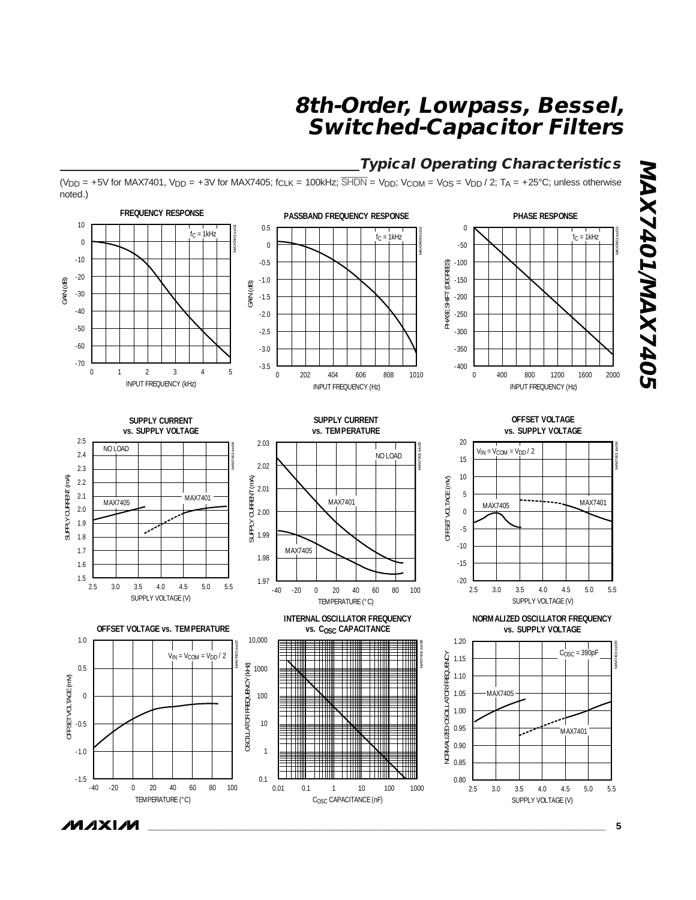## Typical Operating Characteristics

($V_{DD}$ = +5V for MAX7401, $V_{DD}$ = +3V for MAX7405; $f_{CLK}$ = 100kHz; $\overline{SHDN}$ = $V_{DD}$; $V_{COM}$ = $V_{OS}$ = $V_{DD}$ / 2; $T_A$ = +25°C; unless otherwise noted.)

**FREQUENCY RESPONSE**

**PASSBAND FREQUENCY RESPONSE**

**PHASE RESPONSE**

**SUPPLY CURRENT vs. SUPPLY VOLTAGE**

**SUPPLY CURRENT vs. TEMPERATURE**

**OFFSET VOLTAGE vs. SUPPLY VOLTAGE**

**OFFSET VOLTAGE vs. TEMPERATURE**

**INTERNAL OSCILLATOR FREQUENCY vs. $C_{OSC}$ CAPACITANCE**

**NORMALIZED OSCILLATOR FREQUENCY vs. SUPPLY VOLTAGE**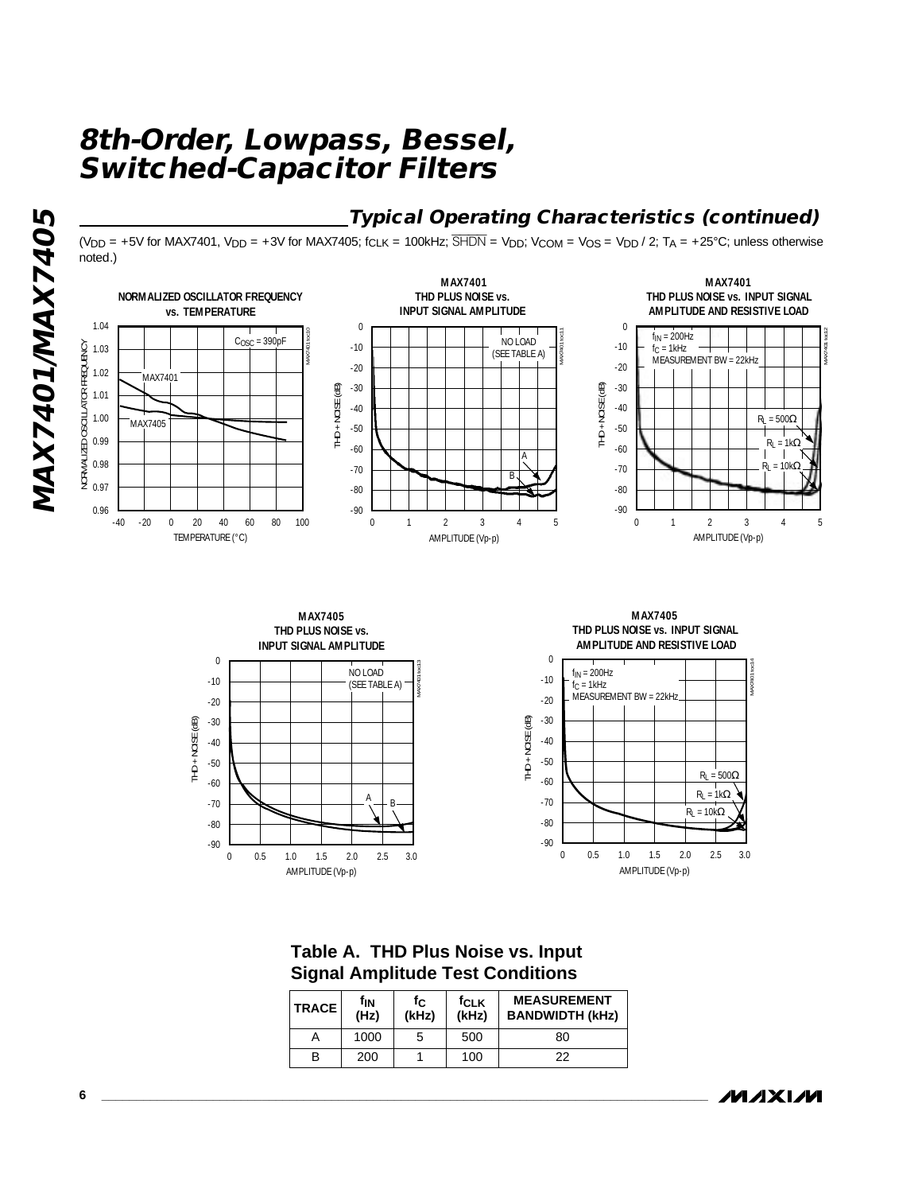## Typical Operating Characteristics (continued)

($V_{DD}$ = +5V for MAX7401, $V_{DD}$ = +3V for MAX7405; $f_{CLK}$ = 100kHz; $\overline{SHDN}$ = $V_{DD}$; $V_{COM}$ = $V_{OS}$ = $V_{DD}$ / 2; $T_A$ = +25°C; unless otherwise noted.)

**NORMALIZED OSCILLATOR FREQUENCY vs. TEMPERATURE**

**MAX7401 THD PLUS NOISE vs. INPUT SIGNAL AMPLITUDE**

**MAX7401 THD PLUS NOISE vs. INPUT SIGNAL AMPLITUDE AND RESISTIVE LOAD**

**MAX7405 THD PLUS NOISE vs. INPUT SIGNAL AMPLITUDE**

**MAX7405 THD PLUS NOISE vs. INPUT SIGNAL AMPLITUDE AND RESISTIVE LOAD**

### Table A. THD Plus Noise vs. Input Signal Amplitude Test Conditions

| TRACE | $f_{IN}$ (Hz) | $f_C$ (kHz) | $f_{CLK}$ (kHz) | MEASUREMENT BANDWIDTH (kHz) |
|---|---|---|---|---|
| A | 1000 | 5 | 500 | 80 |
| B | 200 | 1 | 100 | 22 |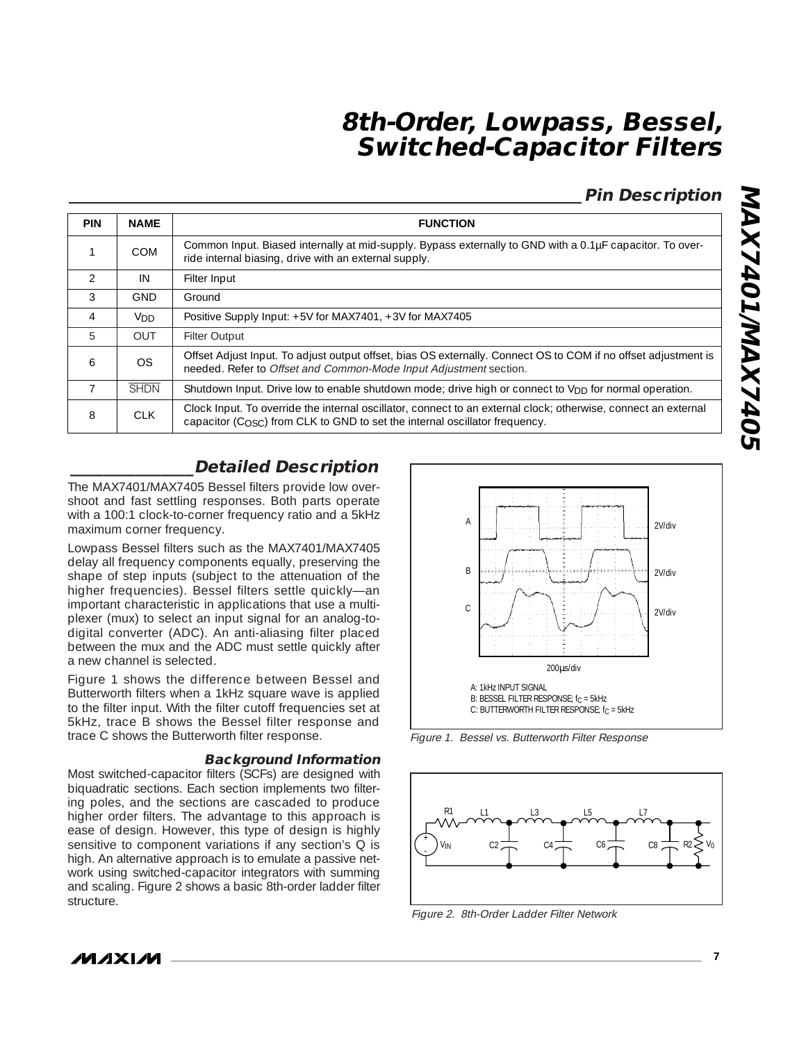## Pin Description

| PIN | NAME | FUNCTION |
|---|---|---|
| 1 | COM | Common Input. Biased internally at mid-supply. Bypass externally to GND with a 0.1µF capacitor. To override internal biasing, drive with an external supply. |
| 2 | IN | Filter Input |
| 3 | GND | Ground |
| 4 | $V_{DD}$ | Positive Supply Input: +5V for MAX7401, +3V for MAX7405 |
| 5 | OUT | Filter Output |
| 6 | OS | Offset Adjust Input. To adjust output offset, bias OS externally. Connect OS to COM if no offset adjustment is needed. Refer to *Offset and Common-Mode Input Adjustment* section. |
| 7 | $\overline{SHDN}$ | Shutdown Input. Drive low to enable shutdown mode; drive high or connect to $V_{DD}$ for normal operation. |
| 8 | CLK | Clock Input. To override the internal oscillator, connect to an external clock; otherwise, connect an external capacitor ($C_{OSC}$) from CLK to GND to set the internal oscillator frequency. |

## Detailed Description

The MAX7401/MAX7405 Bessel filters provide low overshoot and fast settling responses. Both parts operate with a 100:1 clock-to-corner frequency ratio and a 5kHz maximum corner frequency.

Lowpass Bessel filters such as the MAX7401/MAX7405 delay all frequency components equally, preserving the shape of step inputs (subject to the attenuation of the higher frequencies). Bessel filters settle quickly—an important characteristic in applications that use a multiplexer (mux) to select an input signal for an analog-to-digital converter (ADC). An anti-aliasing filter placed between the mux and the ADC must settle quickly after a new channel is selected.

Figure 1 shows the difference between Bessel and Butterworth filters when a 1kHz square wave is applied to the filter input. With the filter cutoff frequencies set at 5kHz, trace B shows the Bessel filter response and trace C shows the Butterworth filter response.

A: 1kHz INPUT SIGNAL
B: BESSEL FILTER RESPONSE; $f_C$ = 5kHz
C: BUTTERWORTH FILTER RESPONSE; $f_C$ = 5kHz

*Figure 1. Bessel vs. Butterworth Filter Response*

### Background Information

Most switched-capacitor filters (SCFs) are designed with biquadratic sections. Each section implements two filtering poles, and the sections are cascaded to produce higher order filters. The advantage to this approach is ease of design. However, this type of design is highly sensitive to component variations if any section's Q is high. An alternative approach is to emulate a passive network using switched-capacitor integrators with summing and scaling. Figure 2 shows a basic 8th-order ladder filter structure.

*Figure 2. 8th-Order Ladder Filter Network*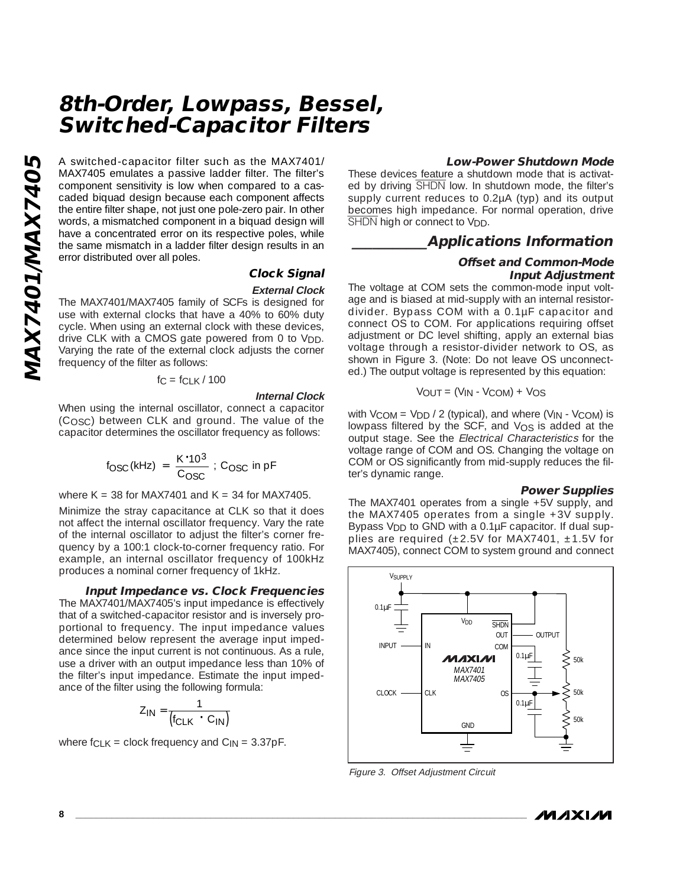# 8th-Order, Lowpass, Bessel, Switched-Capacitor Filters

A switched-capacitor filter such as the MAX7401/MAX7405 emulates a passive ladder filter. The filter's component sensitivity is low when compared to a cascaded biquad design because each component affects the entire filter shape, not just one pole-zero pair. In other words, a mismatched component in a biquad design will have a concentrated error on its respective poles, while the same mismatch in a ladder filter design results in an error distributed over all poles.

### Clock Signal

#### External Clock

The MAX7401/MAX7405 family of SCFs is designed for use with external clocks that have a 40% to 60% duty cycle. When using an external clock with these devices, drive CLK with a CMOS gate powered from 0 to $V_{DD}$. Varying the rate of the external clock adjusts the corner frequency of the filter as follows:

$$f_C = f_{CLK} / 100$$

#### Internal Clock

When using the internal oscillator, connect a capacitor ($C_{OSC}$) between CLK and ground. The value of the capacitor determines the oscillator frequency as follows:

$$f_{OSC}(kHz) = \frac{K \cdot 10^3}{C_{OSC}} \text{ ; } C_{OSC} \text{ in pF}$$

where K = 38 for MAX7401 and K = 34 for MAX7405.

Minimize the stray capacitance at CLK so that it does not affect the internal oscillator frequency. Vary the rate of the internal oscillator to adjust the filter's corner frequency by a 100:1 clock-to-corner frequency ratio. For example, an internal oscillator frequency of 100kHz produces a nominal corner frequency of 1kHz.

### Input Impedance vs. Clock Frequencies

The MAX7401/MAX7405's input impedance is effectively that of a switched-capacitor resistor and is inversely proportional to frequency. The input impedance values determined below represent the average input impedance since the input current is not continuous. As a rule, use a driver with an output impedance less than 10% of the filter's input impedance. Estimate the input impedance of the filter using the following formula:

$$Z_{IN} = \frac{1}{(f_{CLK} \cdot C_{IN})}$$

where $f_{CLK}$ = clock frequency and $C_{IN}$ = 3.37pF.

### Low-Power Shutdown Mode

These devices feature a shutdown mode that is activated by driving $\overline{SHDN}$ low. In shutdown mode, the filter's supply current reduces to 0.2µA (typ) and its output becomes high impedance. For normal operation, drive $\overline{SHDN}$ high or connect to $V_{DD}$.

## Applications Information

### Offset and Common-Mode Input Adjustment

The voltage at COM sets the common-mode input voltage and is biased at mid-supply with an internal resistor-divider. Bypass COM with a 0.1µF capacitor and connect OS to COM. For applications requiring offset adjustment or DC level shifting, apply an external bias voltage through a resistor-divider network to OS, as shown in Figure 3. (Note: Do not leave OS unconnected.) The output voltage is represented by this equation:

$$V_{OUT} = (V_{IN} - V_{COM}) + V_{OS}$$

with $V_{COM} = V_{DD} / 2$ (typical), and where ($V_{IN} - V_{COM}$) is lowpass filtered by the SCF, and $V_{OS}$ is added at the output stage. See the *Electrical Characteristics* for the voltage range of COM and OS. Changing the voltage on COM or OS significantly from mid-supply reduces the filter's dynamic range.

### Power Supplies

The MAX7401 operates from a single +5V supply, and the MAX7405 operates from a single +3V supply. Bypass $V_{DD}$ to GND with a 0.1µF capacitor. If dual supplies are required (±2.5V for MAX7401, ±1.5V for MAX7405), connect COM to system ground and connect

*Figure 3. Offset Adjustment Circuit*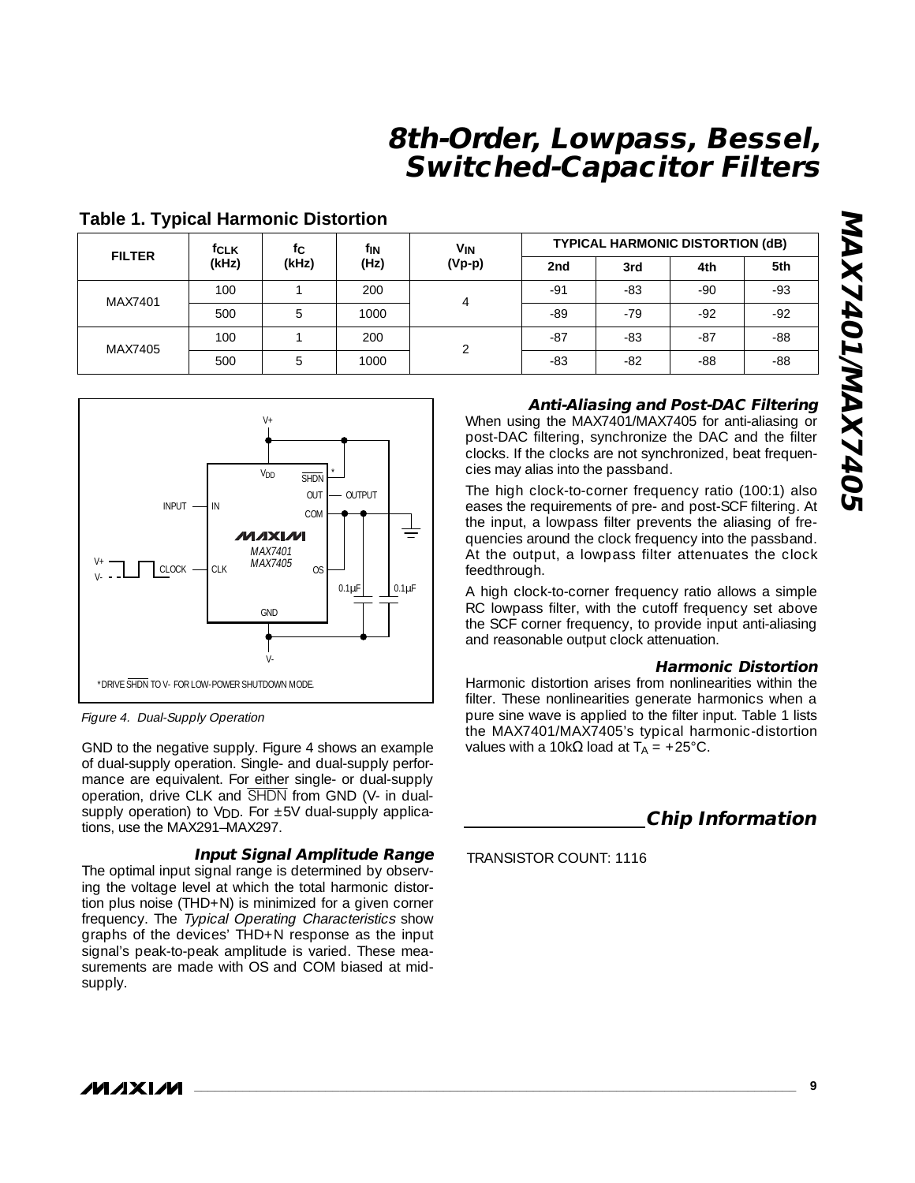## Table 1. Typical Harmonic Distortion

| FILTER | $f_{CLK}$ (kHz) | $f_C$ (kHz) | $f_{IN}$ (Hz) | $V_{IN}$ (Vp-p) | TYPICAL HARMONIC DISTORTION (dB) | | | |
|---|---|---|---|---|---|---|---|---|
| | | | | | 2nd | 3rd | 4th | 5th |
| MAX7401 | 100 | 1 | 200 | 4 | -91 | -83 | -90 | -93 |
| | 500 | 5 | 1000 | | -89 | -79 | -92 | -92 |
| MAX7405 | 100 | 1 | 200 | 2 | -87 | -83 | -87 | -88 |
| | 500 | 5 | 1000 | | -83 | -82 | -88 | -88 |

*Figure 4. Dual-Supply Operation*

GND to the negative supply. Figure 4 shows an example of dual-supply operation. Single- and dual-supply performance are equivalent. For either single- or dual-supply operation, drive CLK and $\overline{SHDN}$ from GND (V- in dual-supply operation) to $V_{DD}$. For ±5V dual-supply applications, use the MAX291–MAX297.

### *Input Signal Amplitude Range*

The optimal input signal range is determined by observing the voltage level at which the total harmonic distortion plus noise (THD+N) is minimized for a given corner frequency. The *Typical Operating Characteristics* show graphs of the devices' THD+N response as the input signal's peak-to-peak amplitude is varied. These measurements are made with OS and COM biased at mid-supply.

### *Anti-Aliasing and Post-DAC Filtering*

When using the MAX7401/MAX7405 for anti-aliasing or post-DAC filtering, synchronize the DAC and the filter clocks. If the clocks are not synchronized, beat frequencies may alias into the passband.

The high clock-to-corner frequency ratio (100:1) also eases the requirements of pre- and post-SCF filtering. At the input, a lowpass filter prevents the aliasing of frequencies around the clock frequency into the passband. At the output, a lowpass filter attenuates the clock feedthrough.

A high clock-to-corner frequency ratio allows a simple RC lowpass filter, with the cutoff frequency set above the SCF corner frequency, to provide input anti-aliasing and reasonable output clock attenuation.

### *Harmonic Distortion*

Harmonic distortion arises from nonlinearities within the filter. These nonlinearities generate harmonics when a pure sine wave is applied to the filter input. Table 1 lists the MAX7401/MAX7405's typical harmonic-distortion values with a 10kΩ load at $T_A$ = +25°C.

## Chip Information

TRANSISTOR COUNT: 1116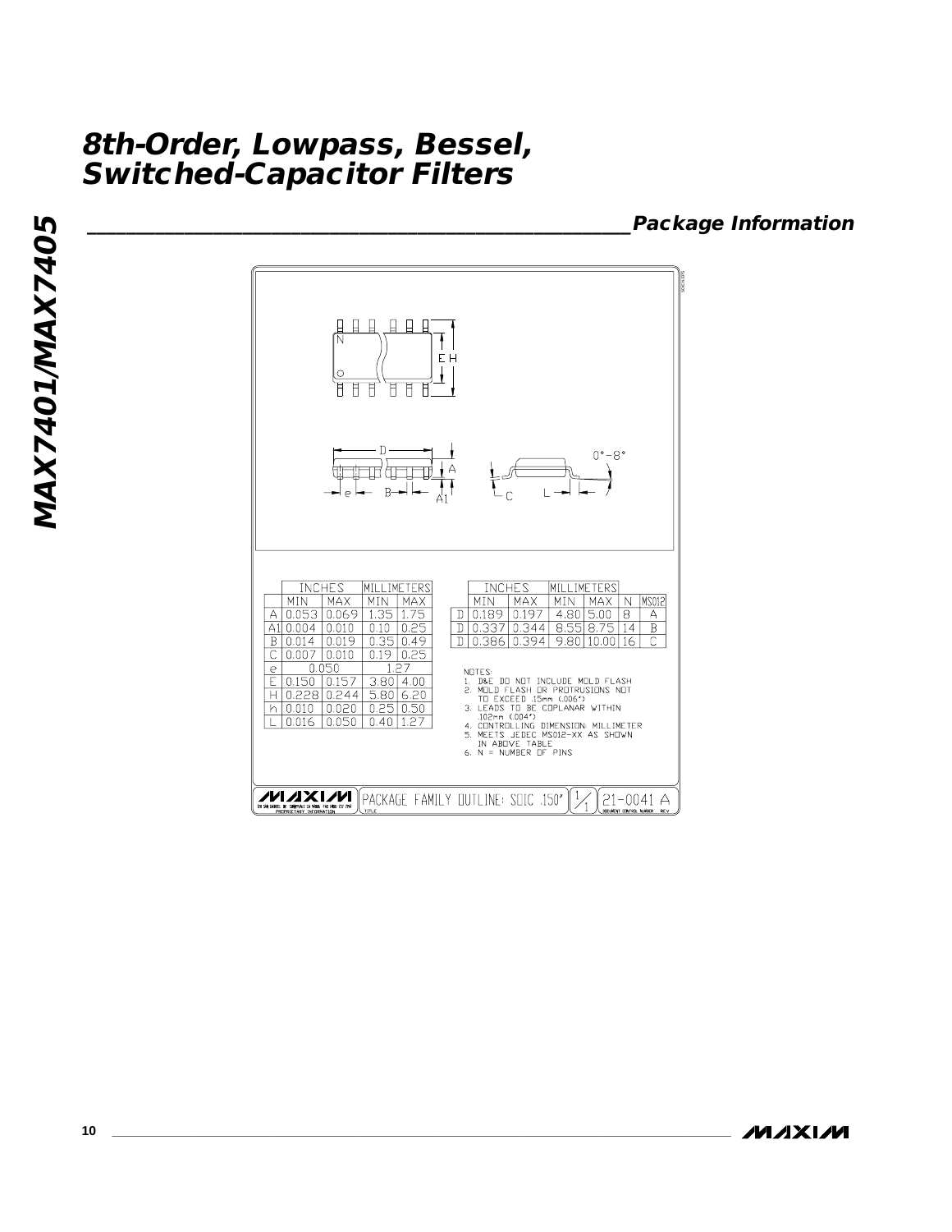## Package Information

| | INCHES | | MILLIMETERS | |
|---|---|---|---|---|
| | MIN | MAX | MIN | MAX |
| A | 0.053 | 0.069 | 1.35 | 1.75 |
| A1 | 0.004 | 0.010 | 0.10 | 0.25 |
| B | 0.014 | 0.019 | 0.35 | 0.49 |
| C | 0.007 | 0.010 | 0.19 | 0.25 |
| e | 0.050 | | 1.27 | |
| E | 0.150 | 0.157 | 3.80 | 4.00 |
| H | 0.228 | 0.244 | 5.80 | 6.20 |
| h | 0.010 | 0.020 | 0.25 | 0.50 |
| L | 0.016 | 0.050 | 0.40 | 1.27 |

| | INCHES | | MILLIMETERS | | | |
|---|---|---|---|---|---|---|
| | MIN | MAX | MIN | MAX | N | MS012 |
| D | 0.189 | 0.197 | 4.80 | 5.00 | 8 | A |
| D | 0.337 | 0.344 | 8.55 | 8.75 | 14 | B |
| D | 0.386 | 0.394 | 9.80 | 10.00 | 16 | C |

NOTES:
1. D&E DO NOT INCLUDE MOLD FLASH
2. MOLD FLASH OR PROTRUSIONS NOT TO EXCEED .15mm (.006")
3. LEADS TO BE COPLANAR WITHIN .102mm (.004")
4. CONTROLLING DIMENSION: MILLIMETER
5. MEETS JEDEC MS012-XX AS SHOWN IN ABOVE TABLE
6. N = NUMBER OF PINS

PACKAGE FAMILY OUTLINE: SOIC .150" 1/1 21-0041 A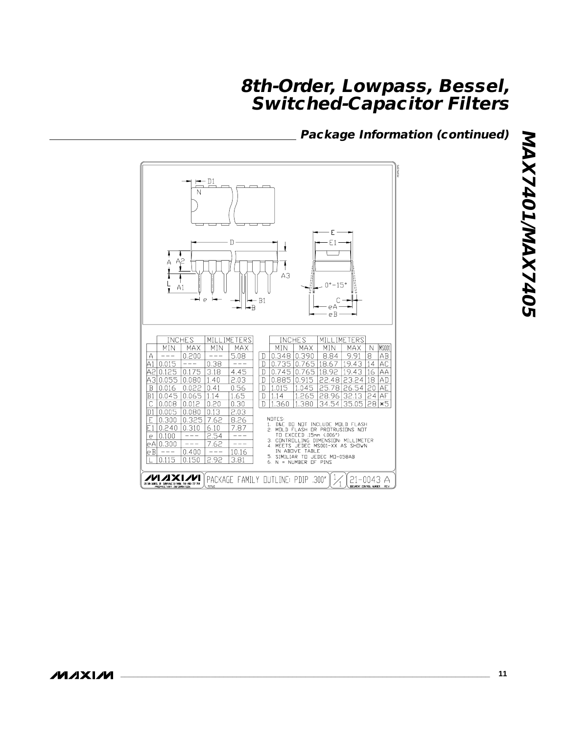## Package Information (continued)

|  | INCHES |  | MILLIMETERS |  |
|---|---|---|---|---|
|  | MIN | MAX | MIN | MAX |
| A | --- | 0.200 | --- | 5.08 |
| A1 | 0.015 | --- | 0.38 | --- |
| A2 | 0.125 | 0.175 | 3.18 | 4.45 |
| A3 | 0.055 | 0.080 | 1.40 | 2.03 |
| B | 0.016 | 0.022 | 0.41 | 0.56 |
| B1 | 0.045 | 0.065 | 1.14 | 1.65 |
| C | 0.008 | 0.012 | 0.20 | 0.30 |
| D1 | 0.005 | 0.080 | 0.13 | 2.03 |
| E | 0.300 | 0.325 | 7.62 | 8.26 |
| E1 | 0.240 | 0.310 | 6.10 | 7.87 |
| e | 0.100 | --- | 2.54 | --- |
| eA | 0.300 | --- | 7.62 | --- |
| eB | --- | 0.400 | --- | 10.16 |
| L | 0.115 | 0.150 | 2.92 | 3.81 |

|  | INCHES |  | MILLIMETERS |  |  |  |
|---|---|---|---|---|---|---|
|  | MIN | MAX | MIN | MAX | N | MS001 |
| D | 0.348 | 0.390 | 8.84 | 9.91 | 8 | AB |
| D | 0.735 | 0.765 | 18.67 | 19.43 | 14 | AC |
| D | 0.745 | 0.765 | 18.92 | 19.43 | 16 | AA |
| D | 0.885 | 0.915 | 22.48 | 23.24 | 18 | AD |
| D | 1.015 | 1.045 | 25.78 | 26.54 | 20 | AE |
| D | 1.14 | 1.265 | 28.96 | 32.13 | 24 | AF |
| D | 1.360 | 1.380 | 34.54 | 35.05 | 28 | *5 |

NOTES:
1. D&E DO NOT INCLUDE MOLD FLASH
2. MOLD FLASH OR PROTRUSIONS NOT TO EXCEED .15mm (.006")
3. CONTROLLING DIMENSION: MILLIMETER
4. MEETS JEDEC MS001-XX AS SHOWN IN ABOVE TABLE
5. SIMILIAR TO JEDEC MO-058AB
6. N = NUMBER OF PINS

PACKAGE FAMILY OUTLINE: PDIP .300" — 1/1 — 21-0043 A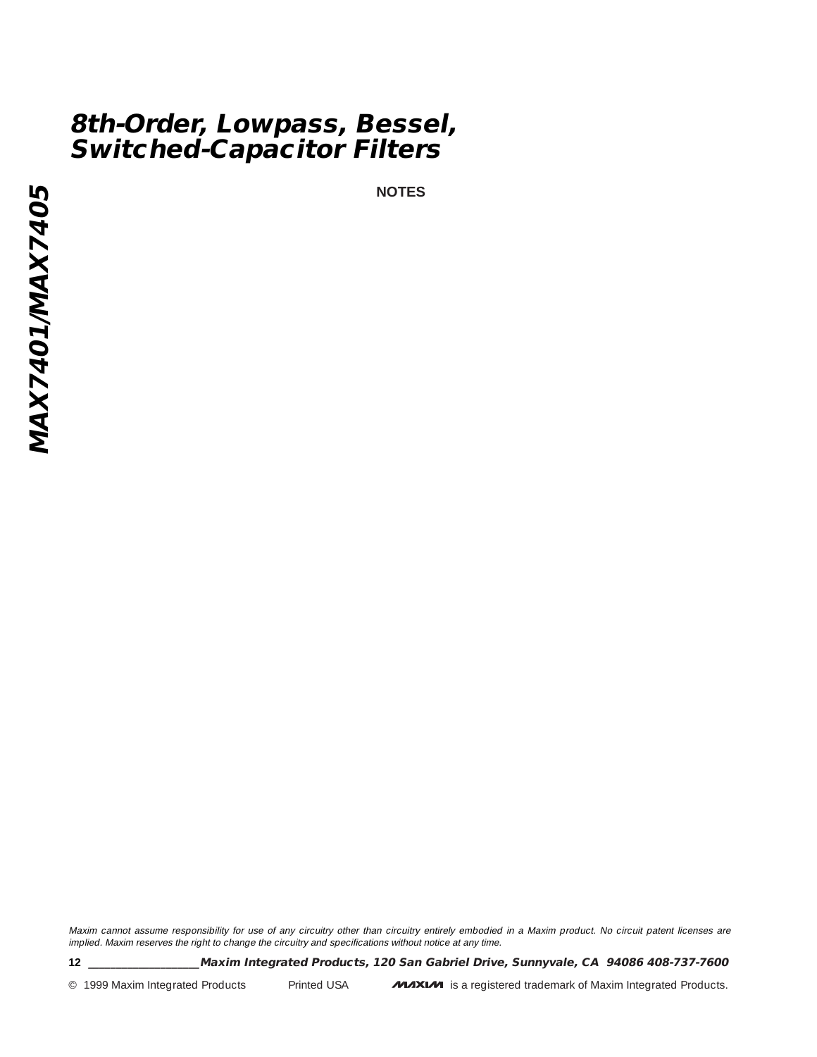## NOTES

*Maxim cannot assume responsibility for use of any circuitry other than circuitry entirely embodied in a Maxim product. No circuit patent licenses are implied. Maxim reserves the right to change the circuitry and specifications without notice at any time.*

***Maxim Integrated Products, 120 San Gabriel Drive, Sunnyvale, CA 94086 408-737-7600***

© 1999 Maxim Integrated Products Printed USA MAXIM is a registered trademark of Maxim Integrated Products.